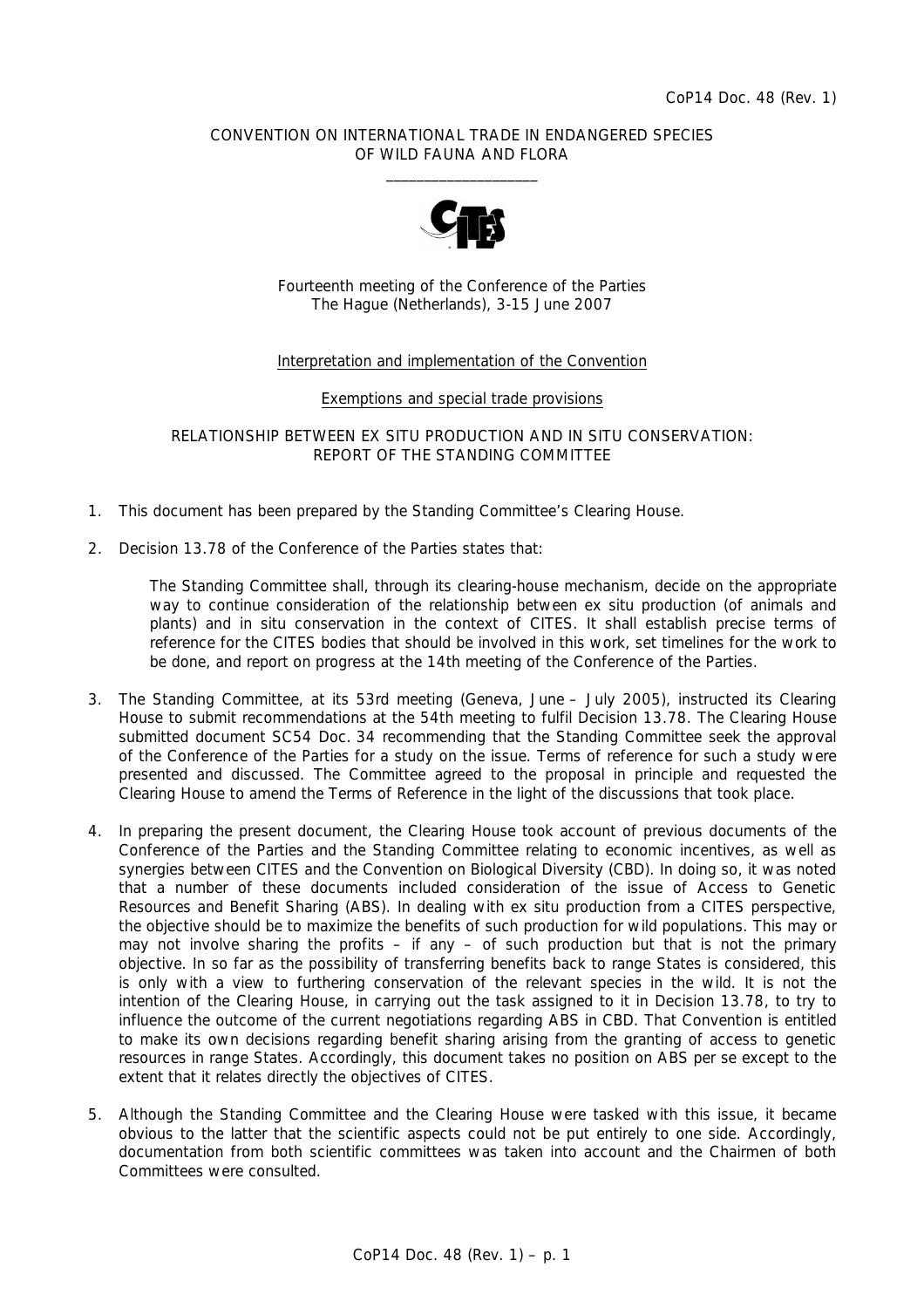CoP14 Doc. 48 (Rev. 1)

CONVENTION ON INTERNATIONAL TRADE IN ENDANGERED SPECIES OF WILD FAUNA AND FLORA

\_\_\_\_\_\_\_\_\_\_\_\_\_\_\_\_\_\_\_\_

Fourteenth meeting of the Conference of the Parties
The Hague (Netherlands), 3-15 June 2007

Interpretation and implementation of the Convention

Exemptions and special trade provisions

RELATIONSHIP BETWEEN EX SITU PRODUCTION AND IN SITU CONSERVATION: REPORT OF THE STANDING COMMITTEE

1. This document has been prepared by the Standing Committee's Clearing House.

2. Decision 13.78 of the Conference of the Parties states that:

   The Standing Committee shall, through its clearing-house mechanism, decide on the appropriate way to continue consideration of the relationship between ex situ production (of animals and plants) and in situ conservation in the context of CITES. It shall establish precise terms of reference for the CITES bodies that should be involved in this work, set timelines for the work to be done, and report on progress at the 14th meeting of the Conference of the Parties.

3. The Standing Committee, at its 53rd meeting (Geneva, June – July 2005), instructed its Clearing House to submit recommendations at the 54th meeting to fulfil Decision 13.78. The Clearing House submitted document SC54 Doc. 34 recommending that the Standing Committee seek the approval of the Conference of the Parties for a study on the issue. Terms of reference for such a study were presented and discussed. The Committee agreed to the proposal in principle and requested the Clearing House to amend the Terms of Reference in the light of the discussions that took place.

4. In preparing the present document, the Clearing House took account of previous documents of the Conference of the Parties and the Standing Committee relating to economic incentives, as well as synergies between CITES and the Convention on Biological Diversity (CBD). In doing so, it was noted that a number of these documents included consideration of the issue of Access to Genetic Resources and Benefit Sharing (ABS). In dealing with ex situ production from a CITES perspective, the objective should be to maximize the benefits of such production for wild populations. This may or may not involve sharing the profits – if any – of such production but that is not the primary objective. In so far as the possibility of transferring benefits back to range States is considered, this is only with a view to furthering conservation of the relevant species in the wild. It is not the intention of the Clearing House, in carrying out the task assigned to it in Decision 13.78, to try to influence the outcome of the current negotiations regarding ABS in CBD. That Convention is entitled to make its own decisions regarding benefit sharing arising from the granting of access to genetic resources in range States. Accordingly, this document takes no position on ABS per se except to the extent that it relates directly the objectives of CITES.

5. Although the Standing Committee and the Clearing House were tasked with this issue, it became obvious to the latter that the scientific aspects could not be put entirely to one side. Accordingly, documentation from both scientific committees was taken into account and the Chairmen of both Committees were consulted.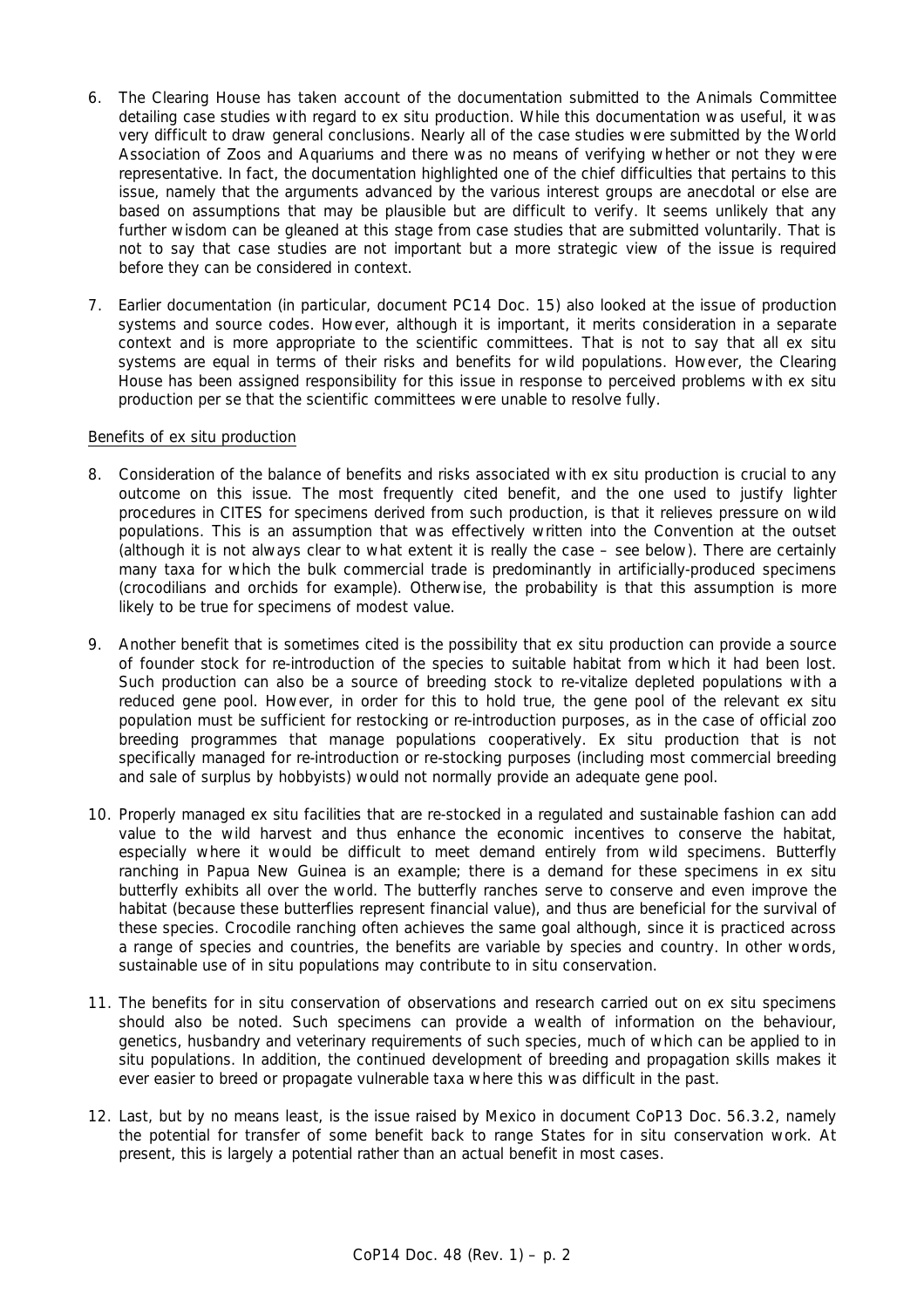6. The Clearing House has taken account of the documentation submitted to the Animals Committee detailing case studies with regard to ex situ production. While this documentation was useful, it was very difficult to draw general conclusions. Nearly all of the case studies were submitted by the World Association of Zoos and Aquariums and there was no means of verifying whether or not they were representative. In fact, the documentation highlighted one of the chief difficulties that pertains to this issue, namely that the arguments advanced by the various interest groups are anecdotal or else are based on assumptions that may be plausible but are difficult to verify. It seems unlikely that any further wisdom can be gleaned at this stage from case studies that are submitted voluntarily. That is not to say that case studies are not important but a more strategic view of the issue is required before they can be considered in context.

7. Earlier documentation (in particular, document PC14 Doc. 15) also looked at the issue of production systems and source codes. However, although it is important, it merits consideration in a separate context and is more appropriate to the scientific committees. That is not to say that all ex situ systems are equal in terms of their risks and benefits for wild populations. However, the Clearing House has been assigned responsibility for this issue in response to perceived problems with ex situ production per se that the scientific committees were unable to resolve fully.

Benefits of ex situ production

8. Consideration of the balance of benefits and risks associated with ex situ production is crucial to any outcome on this issue. The most frequently cited benefit, and the one used to justify lighter procedures in CITES for specimens derived from such production, is that it relieves pressure on wild populations. This is an assumption that was effectively written into the Convention at the outset (although it is not always clear to what extent it is really the case – see below). There are certainly many taxa for which the bulk commercial trade is predominantly in artificially-produced specimens (crocodilians and orchids for example). Otherwise, the probability is that this assumption is more likely to be true for specimens of modest value.

9. Another benefit that is sometimes cited is the possibility that ex situ production can provide a source of founder stock for re-introduction of the species to suitable habitat from which it had been lost. Such production can also be a source of breeding stock to re-vitalize depleted populations with a reduced gene pool. However, in order for this to hold true, the gene pool of the relevant ex situ population must be sufficient for restocking or re-introduction purposes, as in the case of official zoo breeding programmes that manage populations cooperatively. Ex situ production that is not specifically managed for re-introduction or re-stocking purposes (including most commercial breeding and sale of surplus by hobbyists) would not normally provide an adequate gene pool.

10. Properly managed ex situ facilities that are re-stocked in a regulated and sustainable fashion can add value to the wild harvest and thus enhance the economic incentives to conserve the habitat, especially where it would be difficult to meet demand entirely from wild specimens. Butterfly ranching in Papua New Guinea is an example; there is a demand for these specimens in ex situ butterfly exhibits all over the world. The butterfly ranches serve to conserve and even improve the habitat (because these butterflies represent financial value), and thus are beneficial for the survival of these species. Crocodile ranching often achieves the same goal although, since it is practiced across a range of species and countries, the benefits are variable by species and country. In other words, sustainable use of in situ populations may contribute to in situ conservation.

11. The benefits for in situ conservation of observations and research carried out on ex situ specimens should also be noted. Such specimens can provide a wealth of information on the behaviour, genetics, husbandry and veterinary requirements of such species, much of which can be applied to in situ populations. In addition, the continued development of breeding and propagation skills makes it ever easier to breed or propagate vulnerable taxa where this was difficult in the past.

12. Last, but by no means least, is the issue raised by Mexico in document CoP13 Doc. 56.3.2, namely the potential for transfer of some benefit back to range States for in situ conservation work. At present, this is largely a potential rather than an actual benefit in most cases.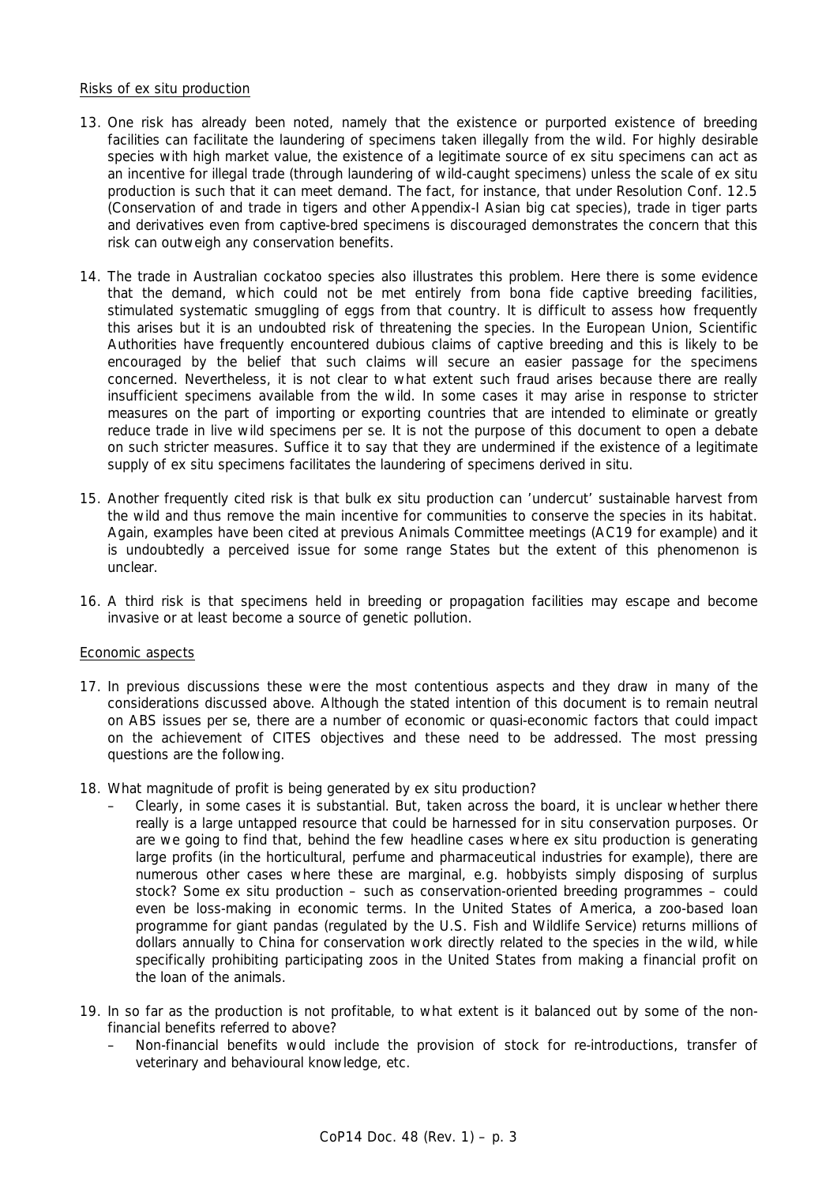Risks of ex situ production

13. One risk has already been noted, namely that the existence or purported existence of breeding facilities can facilitate the laundering of specimens taken illegally from the wild. For highly desirable species with high market value, the existence of a legitimate source of ex situ specimens can act as an incentive for illegal trade (through laundering of wild-caught specimens) unless the scale of ex situ production is such that it can meet demand. The fact, for instance, that under Resolution Conf. 12.5 (Conservation of and trade in tigers and other Appendix-I Asian big cat species), trade in tiger parts and derivatives even from captive-bred specimens is discouraged demonstrates the concern that this risk can outweigh any conservation benefits.

14. The trade in Australian cockatoo species also illustrates this problem. Here there is some evidence that the demand, which could not be met entirely from bona fide captive breeding facilities, stimulated systematic smuggling of eggs from that country. It is difficult to assess how frequently this arises but it is an undoubted risk of threatening the species. In the European Union, Scientific Authorities have frequently encountered dubious claims of captive breeding and this is likely to be encouraged by the belief that such claims will secure an easier passage for the specimens concerned. Nevertheless, it is not clear to what extent such fraud arises because there are really insufficient specimens available from the wild. In some cases it may arise in response to stricter measures on the part of importing or exporting countries that are intended to eliminate or greatly reduce trade in live wild specimens per se. It is not the purpose of this document to open a debate on such stricter measures. Suffice it to say that they are undermined if the existence of a legitimate supply of ex situ specimens facilitates the laundering of specimens derived in situ.

15. Another frequently cited risk is that bulk ex situ production can 'undercut' sustainable harvest from the wild and thus remove the main incentive for communities to conserve the species in its habitat. Again, examples have been cited at previous Animals Committee meetings (AC19 for example) and it is undoubtedly a perceived issue for some range States but the extent of this phenomenon is unclear.

16. A third risk is that specimens held in breeding or propagation facilities may escape and become invasive or at least become a source of genetic pollution.

Economic aspects

17. In previous discussions these were the most contentious aspects and they draw in many of the considerations discussed above. Although the stated intention of this document is to remain neutral on ABS issues per se, there are a number of economic or quasi-economic factors that could impact on the achievement of CITES objectives and these need to be addressed. The most pressing questions are the following.

18. What magnitude of profit is being generated by ex situ production?
   – Clearly, in some cases it is substantial. But, taken across the board, it is unclear whether there really is a large untapped resource that could be harnessed for in situ conservation purposes. Or are we going to find that, behind the few headline cases where ex situ production is generating large profits (in the horticultural, perfume and pharmaceutical industries for example), there are numerous other cases where these are marginal, e.g. hobbyists simply disposing of surplus stock? Some ex situ production – such as conservation-oriented breeding programmes – could even be loss-making in economic terms. In the United States of America, a zoo-based loan programme for giant pandas (regulated by the U.S. Fish and Wildlife Service) returns millions of dollars annually to China for conservation work directly related to the species in the wild, while specifically prohibiting participating zoos in the United States from making a financial profit on the loan of the animals.

19. In so far as the production is not profitable, to what extent is it balanced out by some of the non-financial benefits referred to above?
   – Non-financial benefits would include the provision of stock for re-introductions, transfer of veterinary and behavioural knowledge, etc.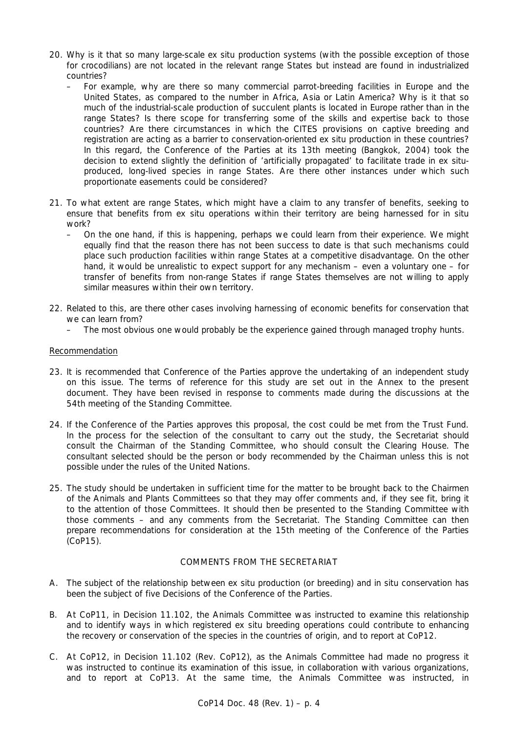20. Why is it that so many large-scale ex situ production systems (with the possible exception of those for crocodilians) are not located in the relevant range States but instead are found in industrialized countries?

    – For example, why are there so many commercial parrot-breeding facilities in Europe and the United States, as compared to the number in Africa, Asia or Latin America? Why is it that so much of the industrial-scale production of succulent plants is located in Europe rather than in the range States? Is there scope for transferring some of the skills and expertise back to those countries? Are there circumstances in which the CITES provisions on captive breeding and registration are acting as a barrier to conservation-oriented ex situ production in these countries? In this regard, the Conference of the Parties at its 13th meeting (Bangkok, 2004) took the decision to extend slightly the definition of 'artificially propagated' to facilitate trade in ex situ-produced, long-lived species in range States. Are there other instances under which such proportionate easements could be considered?

21. To what extent are range States, which might have a claim to any transfer of benefits, seeking to ensure that benefits from ex situ operations within their territory are being harnessed for in situ work?

    – On the one hand, if this is happening, perhaps we could learn from their experience. We might equally find that the reason there has not been success to date is that such mechanisms could place such production facilities within range States at a competitive disadvantage. On the other hand, it would be unrealistic to expect support for any mechanism – even a voluntary one – for transfer of benefits from non-range States if range States themselves are not willing to apply similar measures within their own territory.

22. Related to this, are there other cases involving harnessing of economic benefits for conservation that we can learn from?

    – The most obvious one would probably be the experience gained through managed trophy hunts.

Recommendation

23. It is recommended that Conference of the Parties approve the undertaking of an independent study on this issue. The terms of reference for this study are set out in the Annex to the present document. They have been revised in response to comments made during the discussions at the 54th meeting of the Standing Committee.

24. If the Conference of the Parties approves this proposal, the cost could be met from the Trust Fund. In the process for the selection of the consultant to carry out the study, the Secretariat should consult the Chairman of the Standing Committee, who should consult the Clearing House. The consultant selected should be the person or body recommended by the Chairman unless this is not possible under the rules of the United Nations.

25. The study should be undertaken in sufficient time for the matter to be brought back to the Chairmen of the Animals and Plants Committees so that they may offer comments and, if they see fit, bring it to the attention of those Committees. It should then be presented to the Standing Committee with those comments – and any comments from the Secretariat. The Standing Committee can then prepare recommendations for consideration at the 15th meeting of the Conference of the Parties (CoP15).

## COMMENTS FROM THE SECRETARIAT

A. The subject of the relationship between ex situ production (or breeding) and in situ conservation has been the subject of five Decisions of the Conference of the Parties.

B. At CoP11, in Decision 11.102, the Animals Committee was instructed to examine this relationship and to identify ways in which registered ex situ breeding operations could contribute to enhancing the recovery or conservation of the species in the countries of origin, and to report at CoP12.

C. At CoP12, in Decision 11.102 (Rev. CoP12), as the Animals Committee had made no progress it was instructed to continue its examination of this issue, in collaboration with various organizations, and to report at CoP13. At the same time, the Animals Committee was instructed, in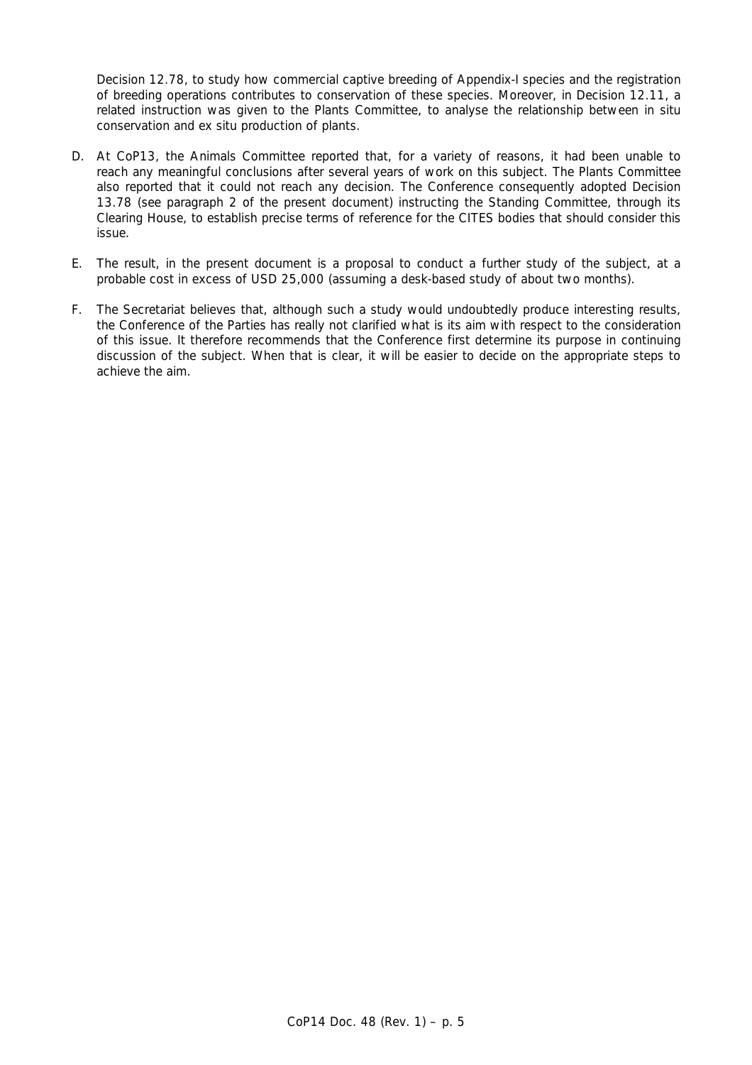Decision 12.78, to study how commercial captive breeding of Appendix-I species and the registration of breeding operations contributes to conservation of these species. Moreover, in Decision 12.11, a related instruction was given to the Plants Committee, to analyse the relationship between in situ conservation and ex situ production of plants.

D. At CoP13, the Animals Committee reported that, for a variety of reasons, it had been unable to reach any meaningful conclusions after several years of work on this subject. The Plants Committee also reported that it could not reach any decision. The Conference consequently adopted Decision 13.78 (see paragraph 2 of the present document) instructing the Standing Committee, through its Clearing House, to establish precise terms of reference for the CITES bodies that should consider this issue.

E. The result, in the present document is a proposal to conduct a further study of the subject, at a probable cost in excess of USD 25,000 (assuming a desk-based study of about two months).

F. The Secretariat believes that, although such a study would undoubtedly produce interesting results, the Conference of the Parties has really not clarified what is its aim with respect to the consideration of this issue. It therefore recommends that the Conference first determine its purpose in continuing discussion of the subject. When that is clear, it will be easier to decide on the appropriate steps to achieve the aim.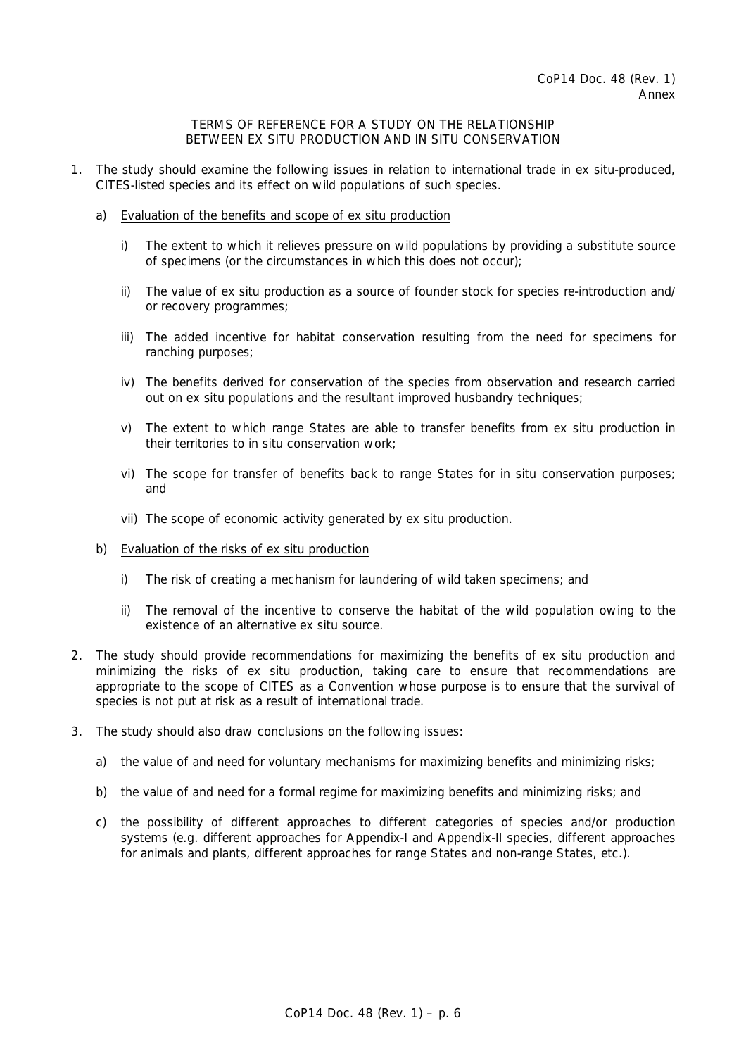CoP14 Doc. 48 (Rev. 1)
Annex

# TERMS OF REFERENCE FOR A STUDY ON THE RELATIONSHIP BETWEEN EX SITU PRODUCTION AND IN SITU CONSERVATION

1. The study should examine the following issues in relation to international trade in ex situ-produced, CITES-listed species and its effect on wild populations of such species.

   a) Evaluation of the benefits and scope of ex situ production

      i) The extent to which it relieves pressure on wild populations by providing a substitute source of specimens (or the circumstances in which this does not occur);

      ii) The value of ex situ production as a source of founder stock for species re-introduction and/ or recovery programmes;

      iii) The added incentive for habitat conservation resulting from the need for specimens for ranching purposes;

      iv) The benefits derived for conservation of the species from observation and research carried out on ex situ populations and the resultant improved husbandry techniques;

      v) The extent to which range States are able to transfer benefits from ex situ production in their territories to in situ conservation work;

      vi) The scope for transfer of benefits back to range States for in situ conservation purposes; and

      vii) The scope of economic activity generated by ex situ production.

   b) Evaluation of the risks of ex situ production

      i) The risk of creating a mechanism for laundering of wild taken specimens; and

      ii) The removal of the incentive to conserve the habitat of the wild population owing to the existence of an alternative ex situ source.

2. The study should provide recommendations for maximizing the benefits of ex situ production and minimizing the risks of ex situ production, taking care to ensure that recommendations are appropriate to the scope of CITES as a Convention whose purpose is to ensure that the survival of species is not put at risk as a result of international trade.

3. The study should also draw conclusions on the following issues:

   a) the value of and need for voluntary mechanisms for maximizing benefits and minimizing risks;

   b) the value of and need for a formal regime for maximizing benefits and minimizing risks; and

   c) the possibility of different approaches to different categories of species and/or production systems (e.g. different approaches for Appendix-I and Appendix-II species, different approaches for animals and plants, different approaches for range States and non-range States, etc.).